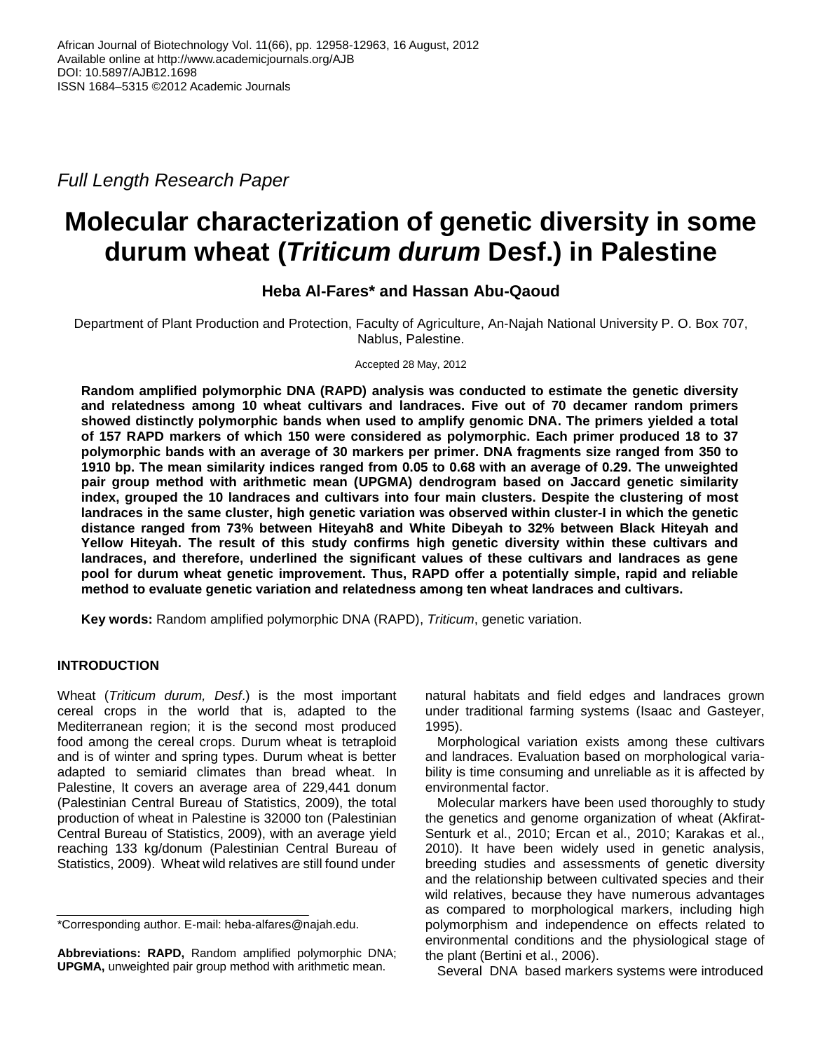Full Length Research Paper

# Molecular characterization of genetic diversity in some durum wheat (*Triticum durum* Desf.) in Palestine

**Heba Al-Fares\* and Hassan Abu-Qaoud**

Department of Plant Production and Protection, Faculty of Agriculture, An-Najah National University P. O. Box 707, Nablus, Palestine.

Accepted 28 May, 2012

**Random amplified polymorphic DNA (RAPD) analysis was conducted to estimate the genetic diversity and relatedness among 10 wheat cultivars and landraces. Five out of 70 decamer random primers showed distinctly polymorphic bands when used to amplify genomic DNA. The primers yielded a total of 157 RAPD markers of which 150 were considered as polymorphic. Each primer produced 18 to 37 polymorphic bands with an average of 30 markers per primer. DNA fragments size ranged from 350 to 1910 bp. The mean similarity indices ranged from 0.05 to 0.68 with an average of 0.29. The unweighted pair group method with arithmetic mean (UPGMA) dendrogram based on Jaccard genetic similarity index, grouped the 10 landraces and cultivars into four main clusters. Despite the clustering of most landraces in the same cluster, high genetic variation was observed within cluster-I in which the genetic distance ranged from 73% between Hiteyah8 and White Dibeyah to 32% between Black Hiteyah and Yellow Hiteyah. The result of this study confirms high genetic diversity within these cultivars and landraces, and therefore, underlined the significant values of these cultivars and landraces as gene pool for durum wheat genetic improvement. Thus, RAPD offer a potentially simple, rapid and reliable method to evaluate genetic variation and relatedness among ten wheat landraces and cultivars.**

**Key words:** Random amplified polymorphic DNA (RAPD), *Triticum*, genetic variation.

## INTRODUCTION

Wheat (*Triticum durum, Desf*.) is the most important cereal crops in the world that is, adapted to the Mediterranean region; it is the second most produced food among the cereal crops. Durum wheat is tetraploid and is of winter and spring types. Durum wheat is better adapted to semiarid climates than bread wheat. In Palestine, It covers an average area of 229,441 donum (Palestinian Central Bureau of Statistics, 2009), the total production of wheat in Palestine is 32000 ton (Palestinian Central Bureau of Statistics, 2009), with an average yield reaching 133 kg/donum (Palestinian Central Bureau of Statistics, 2009). Wheat wild relatives are still found under natural habitats and field edges and landraces grown under traditional farming systems (Isaac and Gasteyer, 1995).

Morphological variation exists among these cultivars and landraces. Evaluation based on morphological variability is time consuming and unreliable as it is affected by environmental factor.

Molecular markers have been used thoroughly to study the genetics and genome organization of wheat (Akfirat-Senturk et al., 2010; Ercan et al., 2010; Karakas et al., 2010). It have been widely used in genetic analysis, breeding studies and assessments of genetic diversity and the relationship between cultivated species and their wild relatives, because they have numerous advantages as compared to morphological markers, including high polymorphism and independence on effects related to environmental conditions and the physiological stage of the plant (Bertini et al., 2006).

Several DNA based markers systems were introduced

\*Corresponding author. E-mail: heba-alfares@najah.edu.

**Abbreviations: RAPD,** Random amplified polymorphic DNA; **UPGMA,** unweighted pair group method with arithmetic mean.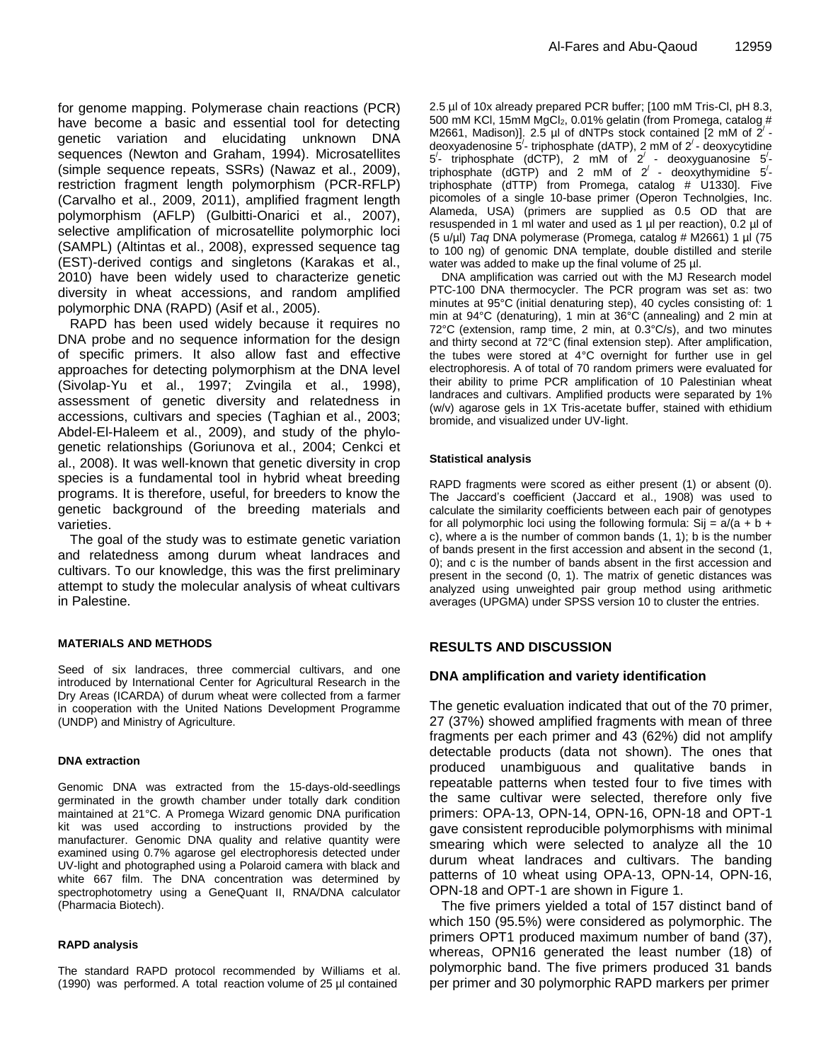for genome mapping. Polymerase chain reactions (PCR) have become a basic and essential tool for detecting genetic variation and elucidating unknown DNA sequences (Newton and Graham, 1994). Microsatellites (simple sequence repeats, SSRs) (Nawaz et al., 2009), restriction fragment length polymorphism (PCR-RFLP) (Carvalho et al., 2009, 2011), amplified fragment length polymorphism (AFLP) (Gulbitti-Onarici et al., 2007), selective amplification of microsatellite polymorphic loci (SAMPL) (Altintas et al., 2008), expressed sequence tag (EST)-derived contigs and singletons (Karakas et al., 2010) have been widely used to characterize genetic diversity in wheat accessions, and random amplified polymorphic DNA (RAPD) (Asif et al., 2005).

RAPD has been used widely because it requires no DNA probe and no sequence information for the design of specific primers. It also allow fast and effective approaches for detecting polymorphism at the DNA level (Sivolap-Yu et al., 1997; Zvingila et al., 1998), assessment of genetic diversity and relatedness in accessions, cultivars and species (Taghian et al., 2003; Abdel-El-Haleem et al., 2009), and study of the phylogenetic relationships (Goriunova et al., 2004; Cenkci et al., 2008). It was well-known that genetic diversity in crop species is a fundamental tool in hybrid wheat breeding programs. It is therefore, useful, for breeders to know the genetic background of the breeding materials and varieties.

The goal of the study was to estimate genetic variation and relatedness among durum wheat landraces and cultivars. To our knowledge, this was the first preliminary attempt to study the molecular analysis of wheat cultivars in Palestine.

## MATERIALS AND METHODS

Seed of six landraces, three commercial cultivars, and one introduced by International Center for Agricultural Research in the Dry Areas (ICARDA) of durum wheat were collected from a farmer in cooperation with the United Nations Development Programme (UNDP) and Ministry of Agriculture.

### DNA extraction

Genomic DNA was extracted from the 15-days-old-seedlings germinated in the growth chamber under totally dark condition maintained at 21°C. A Promega Wizard genomic DNA purification kit was used according to instructions provided by the manufacturer. Genomic DNA quality and relative quantity were examined using 0.7% agarose gel electrophoresis detected under UV-light and photographed using a Polaroid camera with black and white 667 film. The DNA concentration was determined by spectrophotometry using a GeneQuant II, RNA/DNA calculator (Pharmacia Biotech).

### RAPD analysis

The standard RAPD protocol recommended by Williams et al. (1990) was performed. A total reaction volume of 25 µl contained 2.5 µl of 10x already prepared PCR buffer; [100 mM Tris-Cl, pH 8.3, 500 mM KCl, 15mM $MgCl_2$, 0.01% gelatin (from Promega, catalog # M2661, Madison)]. 2.5 µl of dNTPs stock contained [2 mM of 2′ - deoxyadenosine 5′- triphosphate (dATP), 2 mM of 2′ - deoxycytidine 5′- triphosphate (dCTP), 2 mM of 2′ - deoxyguanosine 5′- triphosphate (dGTP) and 2 mM of 2′ - deoxythymidine 5′- triphosphate (dTTP) from Promega, catalog # U1330]. Five picomoles of a single 10-base primer (Operon Technolgies, Inc. Alameda, USA) (primers are supplied as 0.5 OD that are resuspended in 1 ml water and used as 1 µl per reaction), 0.2 µl of (5 u/µl) *Taq* DNA polymerase (Promega, catalog # M2661) 1 µl (75 to 100 ng) of genomic DNA template, double distilled and sterile water was added to make up the final volume of 25 µl.

DNA amplification was carried out with the MJ Research model PTC-100 DNA thermocycler. The PCR program was set as: two minutes at 95°C (initial denaturing step), 40 cycles consisting of: 1 min at 94°C (denaturing), 1 min at 36°C (annealing) and 2 min at 72°C (extension, ramp time, 2 min, at 0.3°C/s), and two minutes and thirty second at 72°C (final extension step). After amplification, the tubes were stored at 4°C overnight for further use in gel electrophoresis. A of total of 70 random primers were evaluated for their ability to prime PCR amplification of 10 Palestinian wheat landraces and cultivars. Amplified products were separated by 1% (w/v) agarose gels in 1X Tris-acetate buffer, stained with ethidium bromide, and visualized under UV-light.

### Statistical analysis

RAPD fragments were scored as either present (1) or absent (0). The Jaccard's coefficient (Jaccard et al., 1908) was used to calculate the similarity coefficients between each pair of genotypes for all polymorphic loci using the following formula: $S_{ij} = a/(a + b + c)$, where a is the number of common bands (1, 1); b is the number of bands present in the first accession and absent in the second (1, 0); and c is the number of bands absent in the first accession and present in the second (0, 1). The matrix of genetic distances was analyzed using unweighted pair group method using arithmetic averages (UPGMA) under SPSS version 10 to cluster the entries.

## RESULTS AND DISCUSSION

### DNA amplification and variety identification

The genetic evaluation indicated that out of the 70 primer, 27 (37%) showed amplified fragments with mean of three fragments per each primer and 43 (62%) did not amplify detectable products (data not shown). The ones that produced unambiguous and qualitative bands in repeatable patterns when tested four to five times with the same cultivar were selected, therefore only five primers: OPA-13, OPN-14, OPN-16, OPN-18 and OPT-1 gave consistent reproducible polymorphisms with minimal smearing which were selected to analyze all the 10 durum wheat landraces and cultivars. The banding patterns of 10 wheat using OPA-13, OPN-14, OPN-16, OPN-18 and OPT-1 are shown in Figure 1.

The five primers yielded a total of 157 distinct band of which 150 (95.5%) were considered as polymorphic. The primers OPT1 produced maximum number of band (37), whereas, OPN16 generated the least number (18) of polymorphic band. The five primers produced 31 bands per primer and 30 polymorphic RAPD markers per primer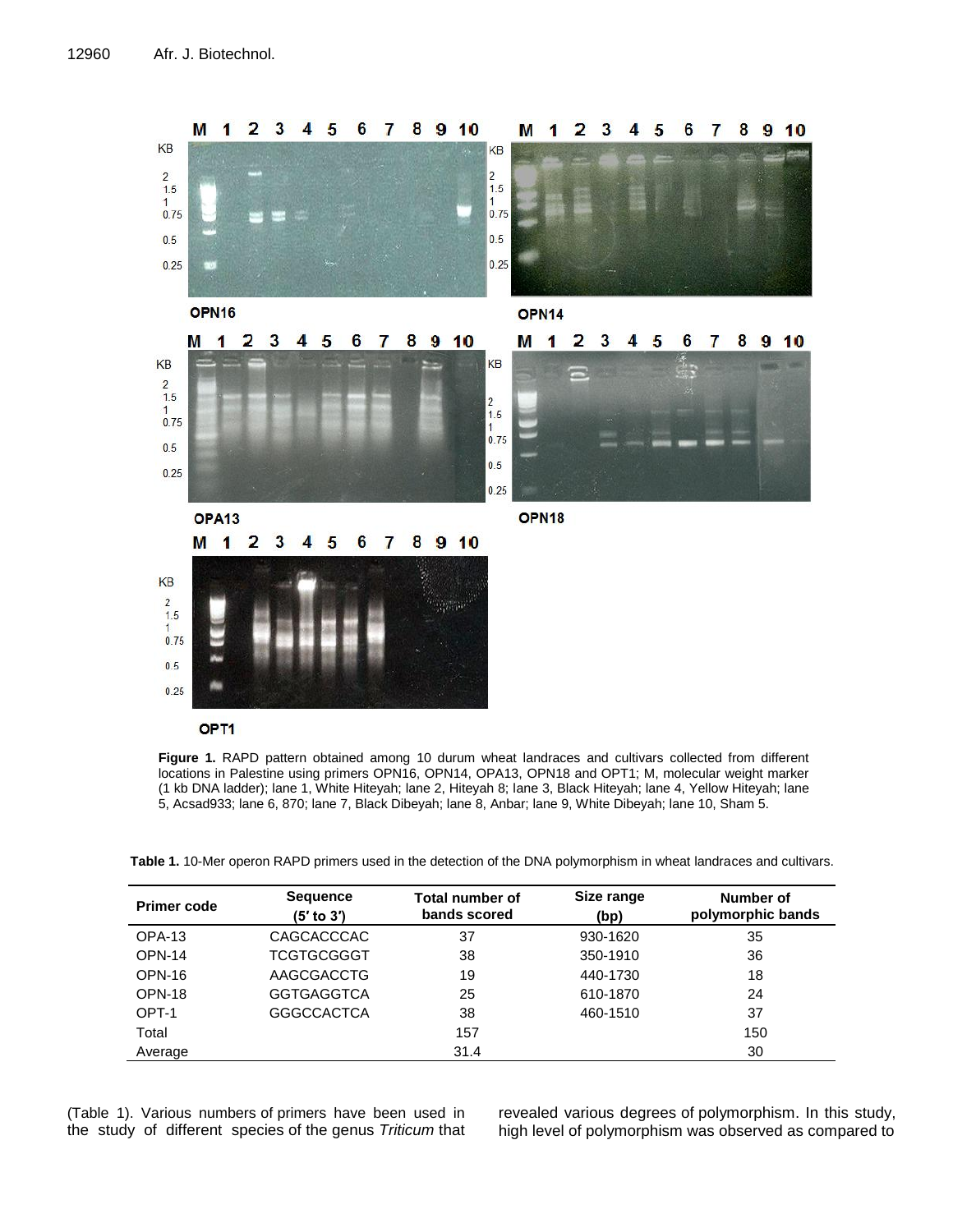**Figure 1.** RAPD pattern obtained among 10 durum wheat landraces and cultivars collected from different locations in Palestine using primers OPN16, OPN14, OPA13, OPN18 and OPT1; M, molecular weight marker (1 kb DNA ladder); lane 1, White Hiteyah; lane 2, Hiteyah 8; lane 3, Black Hiteyah; lane 4, Yellow Hiteyah; lane 5, Acsad933; lane 6, 870; lane 7, Black Dibeyah; lane 8, Anbar; lane 9, White Dibeyah; lane 10, Sham 5.

**Table 1.** 10-Mer operon RAPD primers used in the detection of the DNA polymorphism in wheat landraces and cultivars.

| Primer code | Sequence (5′ to 3′) | Total number of bands scored | Size range (bp) | Number of polymorphic bands |
|---|---|---|---|---|
| OPA-13 | CAGCACCCAC | 37 | 930-1620 | 35 |
| OPN-14 | TCGTGCGGGT | 38 | 350-1910 | 36 |
| OPN-16 | AAGCGACCTG | 19 | 440-1730 | 18 |
| OPN-18 | GGTGAGGTCA | 25 | 610-1870 | 24 |
| OPT-1 | GGGCCACTCA | 38 | 460-1510 | 37 |
| Total | | 157 | | 150 |
| Average | | 31.4 | | 30 |

(Table 1). Various numbers of primers have been used in the study of different species of the genus *Triticum* that revealed various degrees of polymorphism. In this study, high level of polymorphism was observed as compared to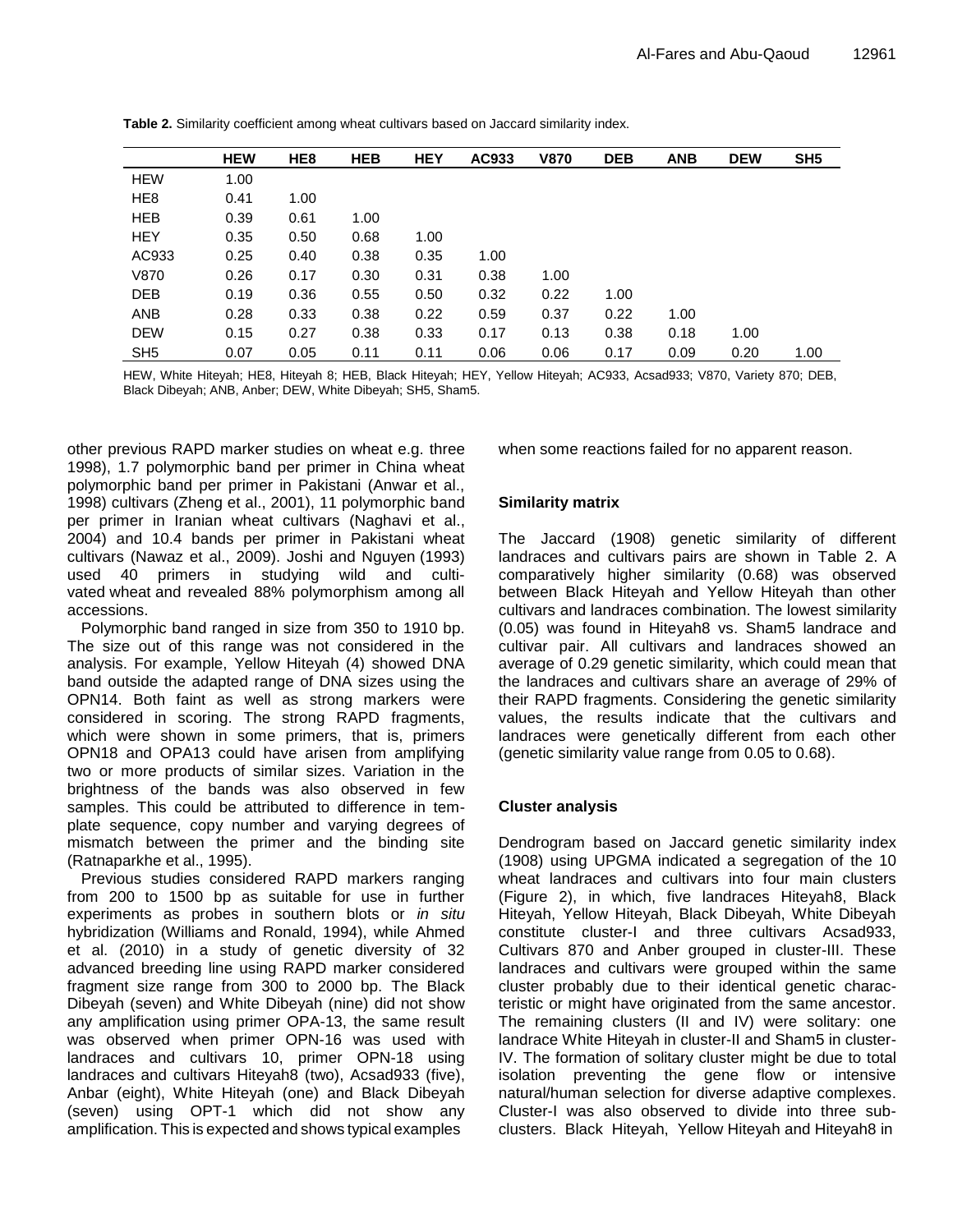**Table 2.** Similarity coefficient among wheat cultivars based on Jaccard similarity index.

| | HEW | HE8 | HEB | HEY | AC933 | V870 | DEB | ANB | DEW | SH5 |
|---|---|---|---|---|---|---|---|---|---|---|
| HEW | 1.00 | | | | | | | | | |
| HE8 | 0.41 | 1.00 | | | | | | | | |
| HEB | 0.39 | 0.61 | 1.00 | | | | | | | |
| HEY | 0.35 | 0.50 | 0.68 | 1.00 | | | | | | |
| AC933 | 0.25 | 0.40 | 0.38 | 0.35 | 1.00 | | | | | |
| V870 | 0.26 | 0.17 | 0.30 | 0.31 | 0.38 | 1.00 | | | | |
| DEB | 0.19 | 0.36 | 0.55 | 0.50 | 0.32 | 0.22 | 1.00 | | | |
| ANB | 0.28 | 0.33 | 0.38 | 0.22 | 0.59 | 0.37 | 0.22 | 1.00 | | |
| DEW | 0.15 | 0.27 | 0.38 | 0.33 | 0.17 | 0.13 | 0.38 | 0.18 | 1.00 | |
| SH5 | 0.07 | 0.05 | 0.11 | 0.11 | 0.06 | 0.06 | 0.17 | 0.09 | 0.20 | 1.00 |

HEW, White Hiteyah; HE8, Hiteyah 8; HEB, Black Hiteyah; HEY, Yellow Hiteyah; AC933, Acsad933; V870, Variety 870; DEB, Black Dibeyah; ANB, Anber; DEW, White Dibeyah; SH5, Sham5.

other previous RAPD marker studies on wheat e.g. three 1998), 1.7 polymorphic band per primer in China wheat polymorphic band per primer in Pakistani (Anwar et al., 1998) cultivars (Zheng et al., 2001), 11 polymorphic band per primer in Iranian wheat cultivars (Naghavi et al., 2004) and 10.4 bands per primer in Pakistani wheat cultivars (Nawaz et al., 2009). Joshi and Nguyen (1993) used 40 primers in studying wild and cultivated wheat and revealed 88% polymorphism among all accessions.

Polymorphic band ranged in size from 350 to 1910 bp. The size out of this range was not considered in the analysis. For example, Yellow Hiteyah (4) showed DNA band outside the adapted range of DNA sizes using the OPN14. Both faint as well as strong markers were considered in scoring. The strong RAPD fragments, which were shown in some primers, that is, primers OPN18 and OPA13 could have arisen from amplifying two or more products of similar sizes. Variation in the brightness of the bands was also observed in few samples. This could be attributed to difference in template sequence, copy number and varying degrees of mismatch between the primer and the binding site (Ratnaparkhe et al., 1995).

Previous studies considered RAPD markers ranging from 200 to 1500 bp as suitable for use in further experiments as probes in southern blots or *in situ* hybridization (Williams and Ronald, 1994), while Ahmed et al. (2010) in a study of genetic diversity of 32 advanced breeding line using RAPD marker considered fragment size range from 300 to 2000 bp. The Black Dibeyah (seven) and White Dibeyah (nine) did not show any amplification using primer OPA-13, the same result was observed when primer OPN-16 was used with landraces and cultivars 10, primer OPN-18 using landraces and cultivars Hiteyah8 (two), Acsad933 (five), Anbar (eight), White Hiteyah (one) and Black Dibeyah (seven) using OPT-1 which did not show any amplification. This is expected and shows typical examples when some reactions failed for no apparent reason.

### Similarity matrix

The Jaccard (1908) genetic similarity of different landraces and cultivars pairs are shown in Table 2. A comparatively higher similarity (0.68) was observed between Black Hiteyah and Yellow Hiteyah than other cultivars and landraces combination. The lowest similarity (0.05) was found in Hiteyah8 vs. Sham5 landrace and cultivar pair. All cultivars and landraces showed an average of 0.29 genetic similarity, which could mean that the landraces and cultivars share an average of 29% of their RAPD fragments. Considering the genetic similarity values, the results indicate that the cultivars and landraces were genetically different from each other (genetic similarity value range from 0.05 to 0.68).

### Cluster analysis

Dendrogram based on Jaccard genetic similarity index (1908) using UPGMA indicated a segregation of the 10 wheat landraces and cultivars into four main clusters (Figure 2), in which, five landraces Hiteyah8, Black Hiteyah, Yellow Hiteyah, Black Dibeyah, White Dibeyah constitute cluster-I and three cultivars Acsad933, Cultivars 870 and Anber grouped in cluster-III. These landraces and cultivars were grouped within the same cluster probably due to their identical genetic characteristic or might have originated from the same ancestor. The remaining clusters (II and IV) were solitary: one landrace White Hiteyah in cluster-II and Sham5 in cluster-IV. The formation of solitary cluster might be due to total isolation preventing the gene flow or intensive natural/human selection for diverse adaptive complexes. Cluster-I was also observed to divide into three sub-clusters. Black Hiteyah, Yellow Hiteyah and Hiteyah8 in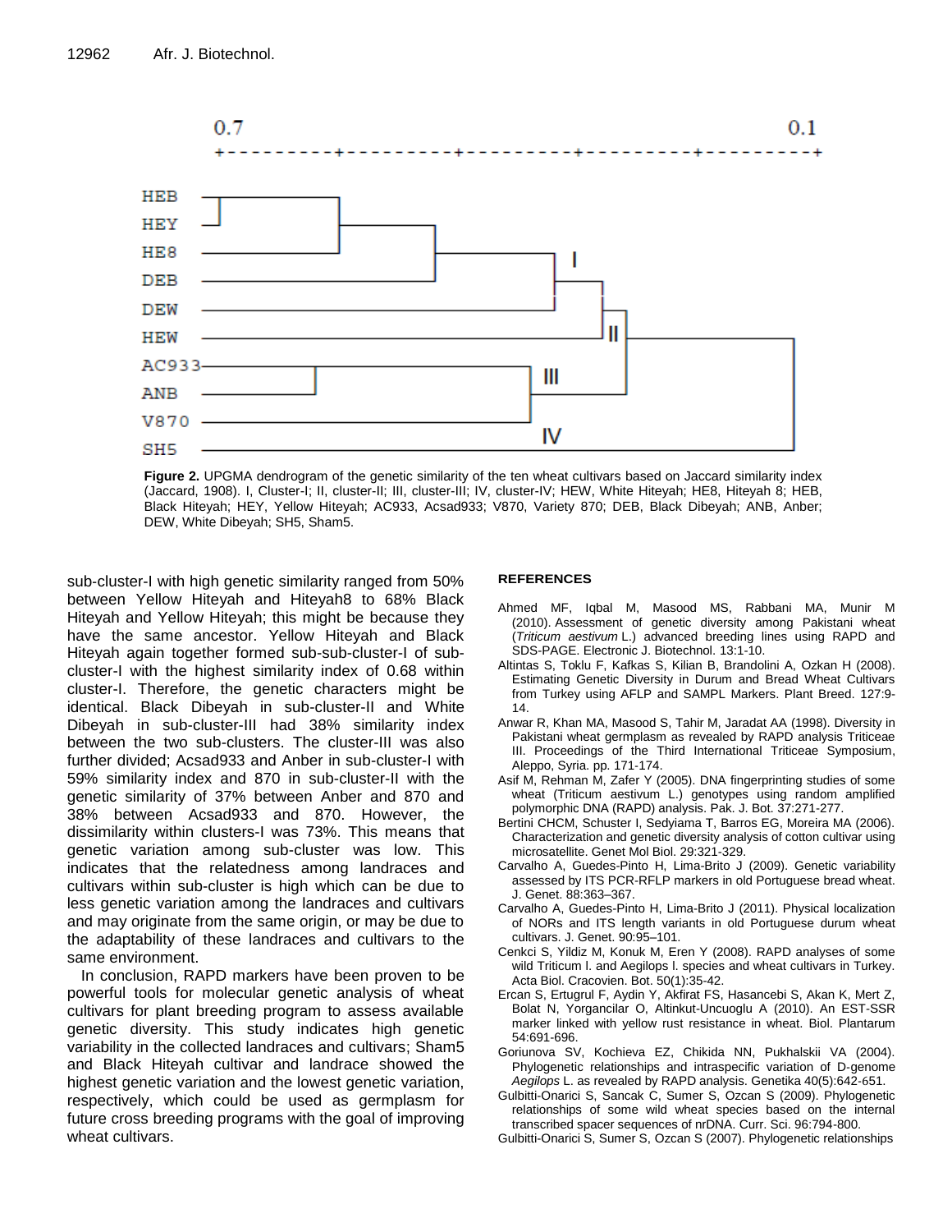**Figure 2.** UPGMA dendrogram of the genetic similarity of the ten wheat cultivars based on Jaccard similarity index (Jaccard, 1908). I, Cluster-I; II, cluster-II; III, cluster-III; IV, cluster-IV; HEW, White Hiteyah; HE8, Hiteyah 8; HEB, Black Hiteyah; HEY, Yellow Hiteyah; AC933, Acsad933; V870, Variety 870; DEB, Black Dibeyah; ANB, Anber; DEW, White Dibeyah; SH5, Sham5.

sub-cluster-I with high genetic similarity ranged from 50% between Yellow Hiteyah and Hiteyah8 to 68% Black Hiteyah and Yellow Hiteyah; this might be because they have the same ancestor. Yellow Hiteyah and Black Hiteyah again together formed sub-sub-cluster-I of sub-cluster-I with the highest similarity index of 0.68 within cluster-I. Therefore, the genetic characters might be identical. Black Dibeyah in sub-cluster-II and White Dibeyah in sub-cluster-III had 38% similarity index between the two sub-clusters. The cluster-III was also further divided; Acsad933 and Anber in sub-cluster-I with 59% similarity index and 870 in sub-cluster-II with the genetic similarity of 37% between Anber and 870 and 38% between Acsad933 and 870. However, the dissimilarity within clusters-I was 73%. This means that genetic variation among sub-cluster was low. This indicates that the relatedness among landraces and cultivars within sub-cluster is high which can be due to less genetic variation among the landraces and cultivars and may originate from the same origin, or may be due to the adaptability of these landraces and cultivars to the same environment.

In conclusion, RAPD markers have been proven to be powerful tools for molecular genetic analysis of wheat cultivars for plant breeding program to assess available genetic diversity. This study indicates high genetic variability in the collected landraces and cultivars; Sham5 and Black Hiteyah cultivar and landrace showed the highest genetic variation and the lowest genetic variation, respectively, which could be used as germplasm for future cross breeding programs with the goal of improving wheat cultivars.

## REFERENCES

Ahmed MF, Iqbal M, Masood MS, Rabbani MA, Munir M (2010). Assessment of genetic diversity among Pakistani wheat (*Triticum aestivum* L.) advanced breeding lines using RAPD and SDS-PAGE. Electronic J. Biotechnol. 13:1-10.

Altintas S, Toklu F, Kafkas S, Kilian B, Brandolini A, Ozkan H (2008). Estimating Genetic Diversity in Durum and Bread Wheat Cultivars from Turkey using AFLP and SAMPL Markers. Plant Breed. 127:9-14.

Anwar R, Khan MA, Masood S, Tahir M, Jaradat AA (1998). Diversity in Pakistani wheat germplasm as revealed by RAPD analysis Triticeae III. Proceedings of the Third International Triticeae Symposium, Aleppo, Syria. pp. 171-174.

Asif M, Rehman M, Zafer Y (2005). DNA fingerprinting studies of some wheat (Triticum aestivum L.) genotypes using random amplified polymorphic DNA (RAPD) analysis. Pak. J. Bot. 37:271-277.

Bertini CHCM, Schuster I, Sedyiama T, Barros EG, Moreira MA (2006). Characterization and genetic diversity analysis of cotton cultivar using microsatellite. Genet Mol Biol. 29:321-329.

Carvalho A, Guedes-Pinto H, Lima-Brito J (2009). Genetic variability assessed by ITS PCR-RFLP markers in old Portuguese bread wheat. J. Genet. 88:363–367.

Carvalho A, Guedes-Pinto H, Lima-Brito J (2011). Physical localization of NORs and ITS length variants in old Portuguese durum wheat cultivars. J. Genet. 90:95–101.

Cenkci S, Yildiz M, Konuk M, Eren Y (2008). RAPD analyses of some wild Triticum l. and Aegilops l. species and wheat cultivars in Turkey. Acta Biol. Cracovien. Bot. 50(1):35-42.

Ercan S, Ertugrul F, Aydin Y, Akfirat FS, Hasancebi S, Akan K, Mert Z, Bolat N, Yorgancilar O, Altinkut-Uncuoglu A (2010). An EST-SSR marker linked with yellow rust resistance in wheat. Biol. Plantarum 54:691-696.

Goriunova SV, Kochieva EZ, Chikida NN, Pukhalskii VA (2004). Phylogenetic relationships and intraspecific variation of D-genome *Aegilops* L. as revealed by RAPD analysis. Genetika 40(5):642-651.

Gulbitti-Onarici S, Sancak C, Sumer S, Ozcan S (2009). Phylogenetic relationships of some wild wheat species based on the internal transcribed spacer sequences of nrDNA. Curr. Sci. 96:794-800.

Gulbitti-Onarici S, Sumer S, Ozcan S (2007). Phylogenetic relationships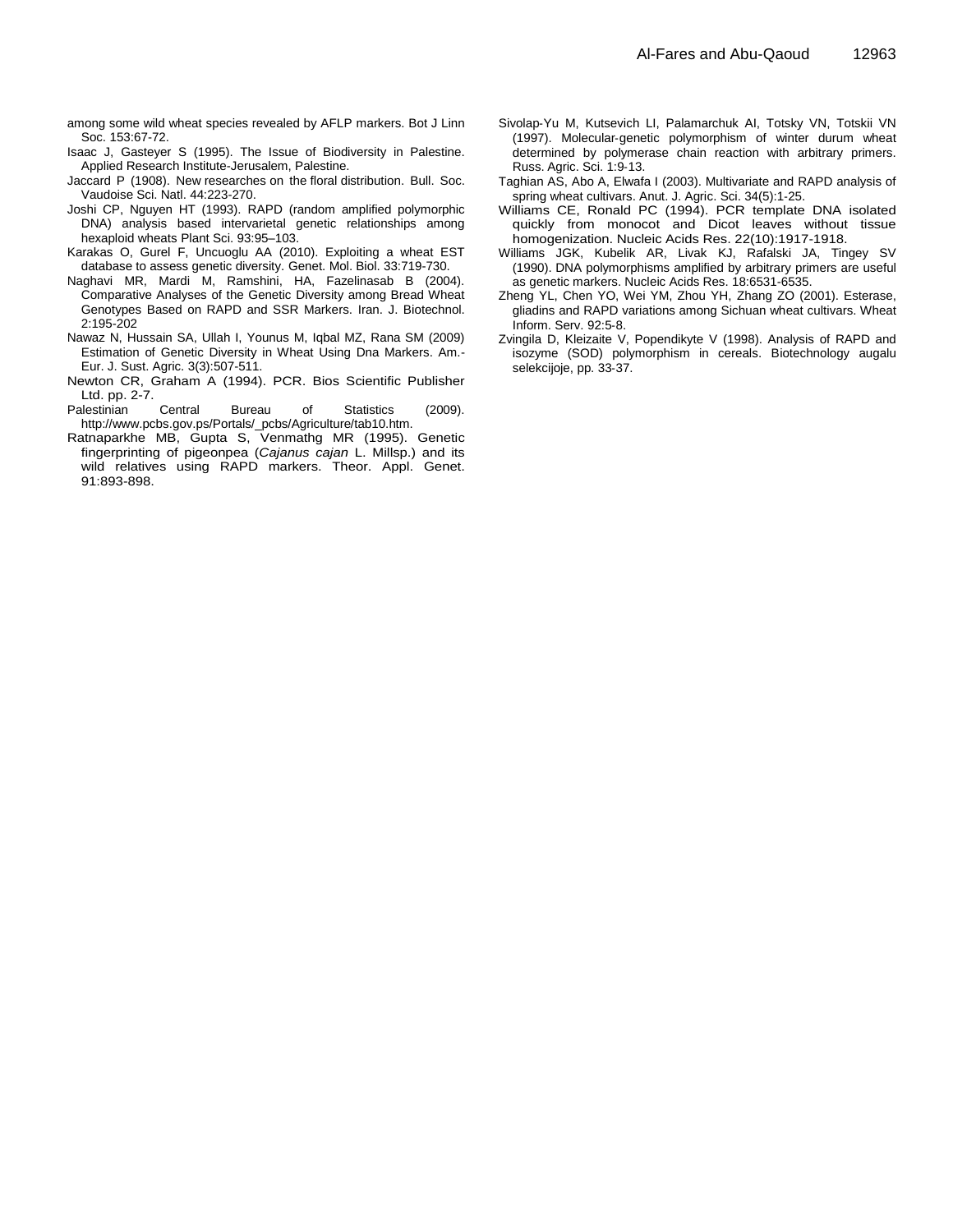among some wild wheat species revealed by AFLP markers. Bot J Linn Soc. 153:67-72.

Isaac J, Gasteyer S (1995). The Issue of Biodiversity in Palestine. Applied Research Institute-Jerusalem, Palestine.

Jaccard P (1908). New researches on the floral distribution. Bull. Soc. Vaudoise Sci. Natl. 44:223-270.

Joshi CP, Nguyen HT (1993). RAPD (random amplified polymorphic DNA) analysis based intervarietal genetic relationships among hexaploid wheats Plant Sci. 93:95–103.

Karakas O, Gurel F, Uncuoglu AA (2010). Exploiting a wheat EST database to assess genetic diversity. Genet. Mol. Biol. 33:719-730.

Naghavi MR, Mardi M, Ramshini, HA, Fazelinasab B (2004). Comparative Analyses of the Genetic Diversity among Bread Wheat Genotypes Based on RAPD and SSR Markers. Iran. J. Biotechnol. 2:195-202

Nawaz N, Hussain SA, Ullah I, Younus M, Iqbal MZ, Rana SM (2009) Estimation of Genetic Diversity in Wheat Using Dna Markers. Am.-Eur. J. Sust. Agric. 3(3):507-511.

Newton CR, Graham A (1994). PCR. Bios Scientific Publisher Ltd. pp. 2-7.

Palestinian Central Bureau of Statistics (2009). http://www.pcbs.gov.ps/Portals/_pcbs/Agriculture/tab10.htm.

Ratnaparkhe MB, Gupta S, Venmathg MR (1995). Genetic fingerprinting of pigeonpea (*Cajanus cajan* L. Millsp.) and its wild relatives using RAPD markers. Theor. Appl. Genet. 91:893-898.

Sivolap-Yu M, Kutsevich LI, Palamarchuk AI, Totsky VN, Totskii VN (1997). Molecular-genetic polymorphism of winter durum wheat determined by polymerase chain reaction with arbitrary primers. Russ. Agric. Sci. 1:9-13.

Taghian AS, Abo A, Elwafa I (2003). Multivariate and RAPD analysis of spring wheat cultivars. Anut. J. Agric. Sci. 34(5):1-25.

Williams CE, Ronald PC (1994). PCR template DNA isolated quickly from monocot and Dicot leaves without tissue homogenization. Nucleic Acids Res. 22(10):1917-1918.

Williams JGK, Kubelik AR, Livak KJ, Rafalski JA, Tingey SV (1990). DNA polymorphisms amplified by arbitrary primers are useful as genetic markers. Nucleic Acids Res. 18:6531-6535.

Zheng YL, Chen YO, Wei YM, Zhou YH, Zhang ZO (2001). Esterase, gliadins and RAPD variations among Sichuan wheat cultivars. Wheat Inform. Serv. 92:5-8.

Zvingila D, Kleizaite V, Popendikyte V (1998). Analysis of RAPD and isozyme (SOD) polymorphism in cereals. Biotechnology augalu selekcijoje, pp. 33-37.